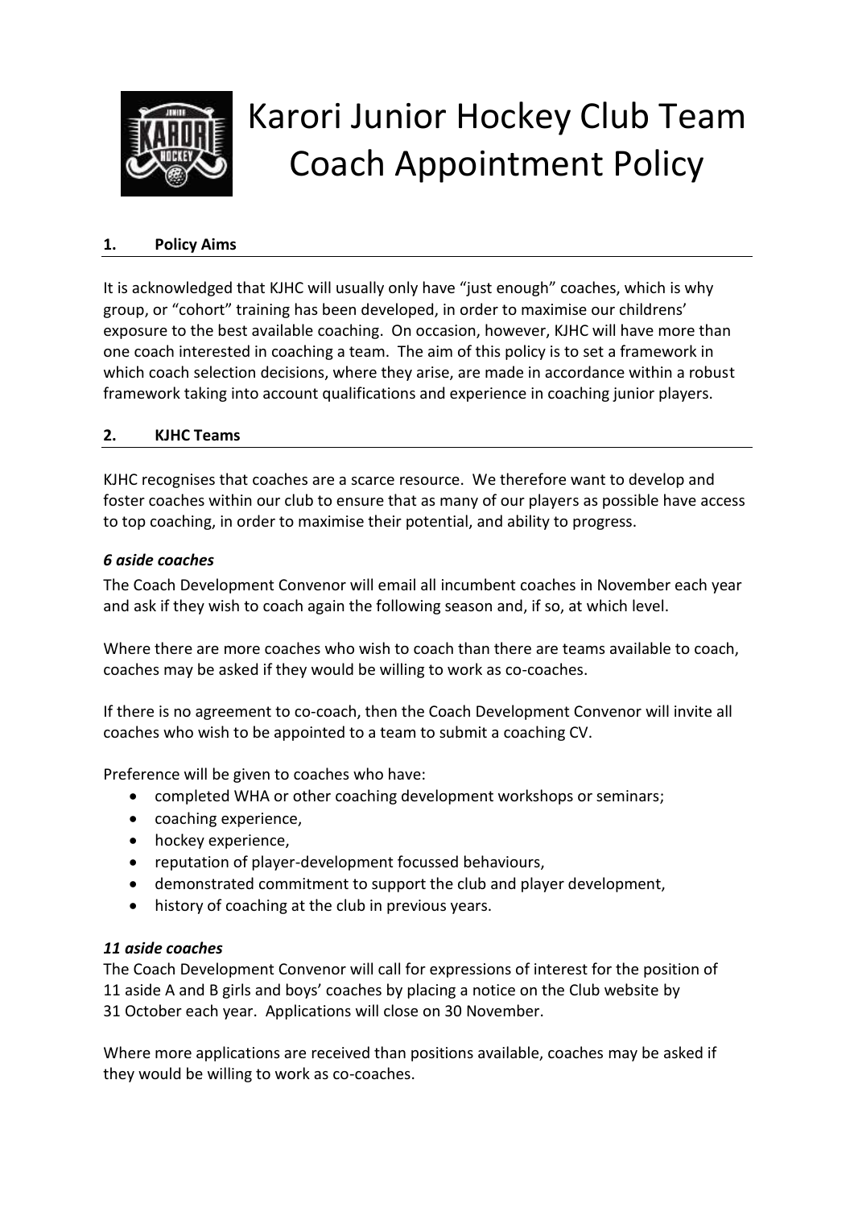# Karori Junior Hockey Club Team Coach Appointment Policy

## 1. Policy Aims

It is acknowledged that KJHC will usually only have "just enough" coaches, which is why group, or "cohort" training has been developed, in order to maximise our childrens' exposure to the best available coaching. On occasion, however, KJHC will have more than one coach interested in coaching a team. The aim of this policy is to set a framework in which coach selection decisions, where they arise, are made in accordance within a robust framework taking into account qualifications and experience in coaching junior players.

## 2. KJHC Teams

KJHC recognises that coaches are a scarce resource. We therefore want to develop and foster coaches within our club to ensure that as many of our players as possible have access to top coaching, in order to maximise their potential, and ability to progress.

***6 aside coaches***

The Coach Development Convenor will email all incumbent coaches in November each year and ask if they wish to coach again the following season and, if so, at which level.

Where there are more coaches who wish to coach than there are teams available to coach, coaches may be asked if they would be willing to work as co-coaches.

If there is no agreement to co-coach, then the Coach Development Convenor will invite all coaches who wish to be appointed to a team to submit a coaching CV.

Preference will be given to coaches who have:

- completed WHA or other coaching development workshops or seminars;
- coaching experience,
- hockey experience,
- reputation of player-development focussed behaviours,
- demonstrated commitment to support the club and player development,
- history of coaching at the club in previous years.

***11 aside coaches***

The Coach Development Convenor will call for expressions of interest for the position of 11 aside A and B girls and boys' coaches by placing a notice on the Club website by 31 October each year. Applications will close on 30 November.

Where more applications are received than positions available, coaches may be asked if they would be willing to work as co-coaches.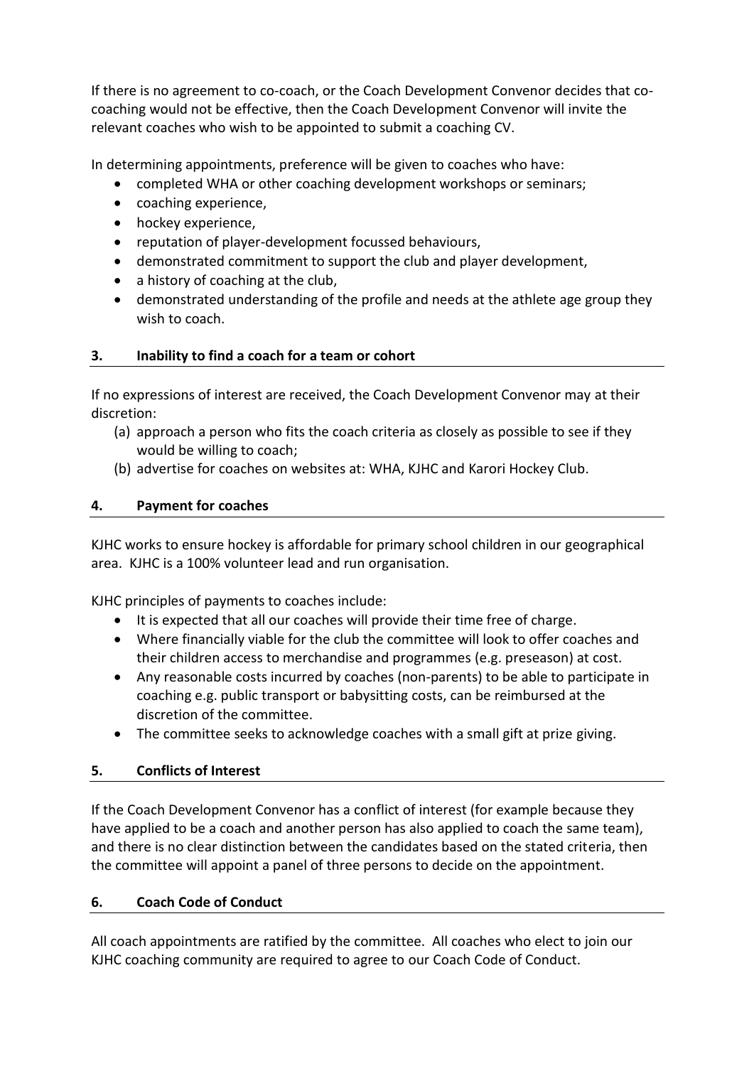If there is no agreement to co-coach, or the Coach Development Convenor decides that co-coaching would not be effective, then the Coach Development Convenor will invite the relevant coaches who wish to be appointed to submit a coaching CV.

In determining appointments, preference will be given to coaches who have:

- completed WHA or other coaching development workshops or seminars;
- coaching experience,
- hockey experience,
- reputation of player-development focussed behaviours,
- demonstrated commitment to support the club and player development,
- a history of coaching at the club,
- demonstrated understanding of the profile and needs at the athlete age group they wish to coach.

## 3. Inability to find a coach for a team or cohort

If no expressions of interest are received, the Coach Development Convenor may at their discretion:

(a) approach a person who fits the coach criteria as closely as possible to see if they would be willing to coach;
(b) advertise for coaches on websites at: WHA, KJHC and Karori Hockey Club.

## 4. Payment for coaches

KJHC works to ensure hockey is affordable for primary school children in our geographical area. KJHC is a 100% volunteer lead and run organisation.

KJHC principles of payments to coaches include:

- It is expected that all our coaches will provide their time free of charge.
- Where financially viable for the club the committee will look to offer coaches and their children access to merchandise and programmes (e.g. preseason) at cost.
- Any reasonable costs incurred by coaches (non-parents) to be able to participate in coaching e.g. public transport or babysitting costs, can be reimbursed at the discretion of the committee.
- The committee seeks to acknowledge coaches with a small gift at prize giving.

## 5. Conflicts of Interest

If the Coach Development Convenor has a conflict of interest (for example because they have applied to be a coach and another person has also applied to coach the same team), and there is no clear distinction between the candidates based on the stated criteria, then the committee will appoint a panel of three persons to decide on the appointment.

## 6. Coach Code of Conduct

All coach appointments are ratified by the committee. All coaches who elect to join our KJHC coaching community are required to agree to our Coach Code of Conduct.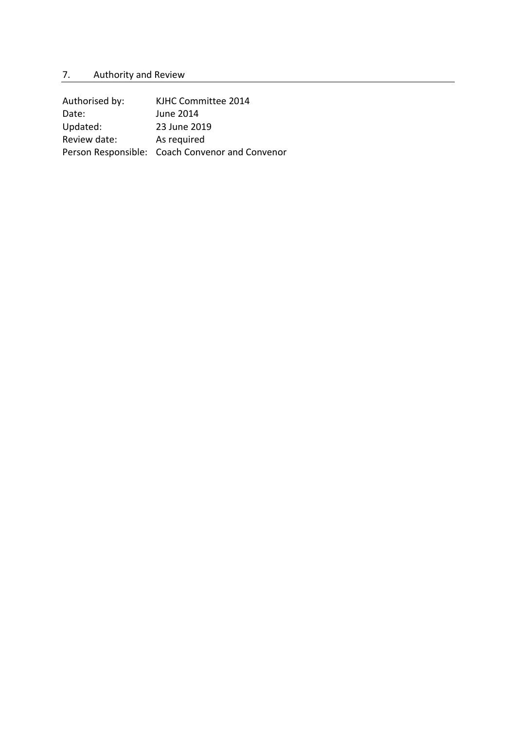## 7. Authority and Review

| | |
|---|---|
| Authorised by: | KJHC Committee 2014 |
| Date: | June 2014 |
| Updated: | 23 June 2019 |
| Review date: | As required |
| Person Responsible: | Coach Convenor and Convenor |